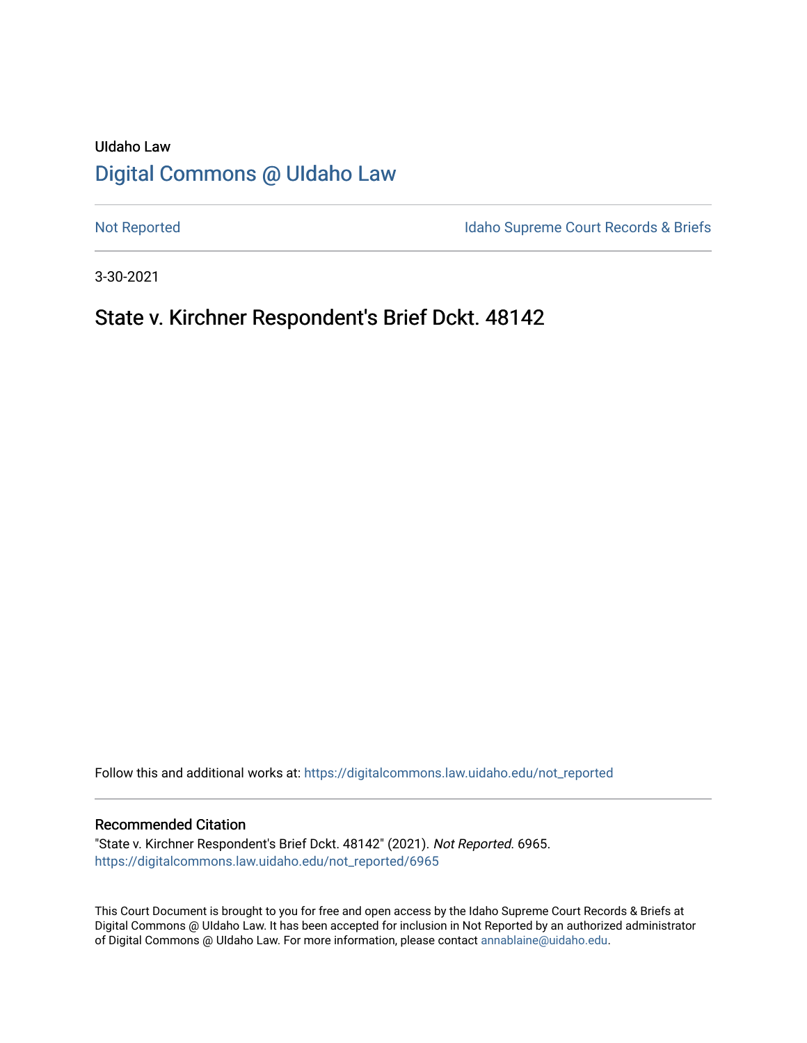UIdaho Law

# Digital Commons @ UIdaho Law

Not Reported | Idaho Supreme Court Records & Briefs

3-30-2021

## State v. Kirchner Respondent's Brief Dckt. 48142

Follow this and additional works at: https://digitalcommons.law.uidaho.edu/not_reported

### Recommended Citation

"State v. Kirchner Respondent's Brief Dckt. 48142" (2021). *Not Reported*. 6965.
https://digitalcommons.law.uidaho.edu/not_reported/6965

This Court Document is brought to you for free and open access by the Idaho Supreme Court Records & Briefs at Digital Commons @ UIdaho Law. It has been accepted for inclusion in Not Reported by an authorized administrator of Digital Commons @ UIdaho Law. For more information, please contact annablaine@uidaho.edu.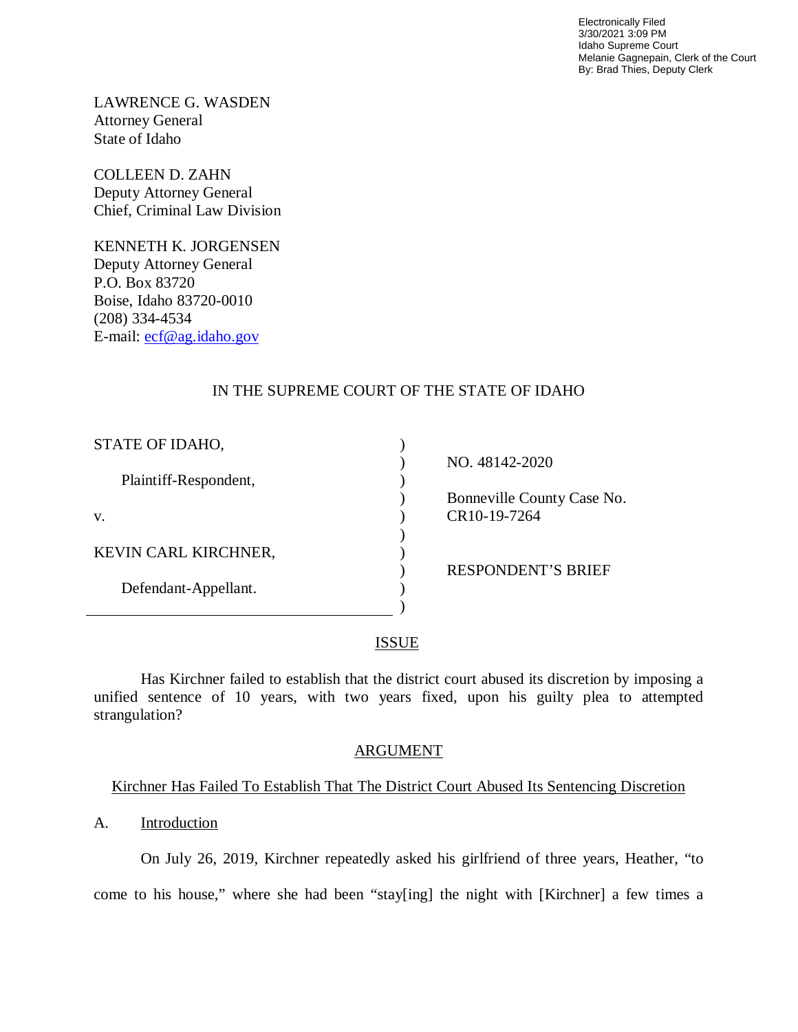Electronically Filed
3/30/2021 3:09 PM
Idaho Supreme Court
Melanie Gagnepain, Clerk of the Court
By: Brad Thies, Deputy Clerk

LAWRENCE G. WASDEN
Attorney General
State of Idaho

COLLEEN D. ZAHN
Deputy Attorney General
Chief, Criminal Law Division

KENNETH K. JORGENSEN
Deputy Attorney General
P.O. Box 83720
Boise, Idaho 83720-0010
(208) 334-4534
E-mail: ecf@ag.idaho.gov

IN THE SUPREME COURT OF THE STATE OF IDAHO

| | |
|---|---|
| STATE OF IDAHO, | NO. 48142-2020 |
| Plaintiff-Respondent, | Bonneville County Case No. CR10-19-7264 |
| v. | |
| KEVIN CARL KIRCHNER, | RESPONDENT'S BRIEF |
| Defendant-Appellant. | |

## ISSUE

Has Kirchner failed to establish that the district court abused its discretion by imposing a unified sentence of 10 years, with two years fixed, upon his guilty plea to attempted strangulation?

## ARGUMENT

### Kirchner Has Failed To Establish That The District Court Abused Its Sentencing Discretion

### A. Introduction

On July 26, 2019, Kirchner repeatedly asked his girlfriend of three years, Heather, "to come to his house," where she had been "stay[ing] the night with [Kirchner] a few times a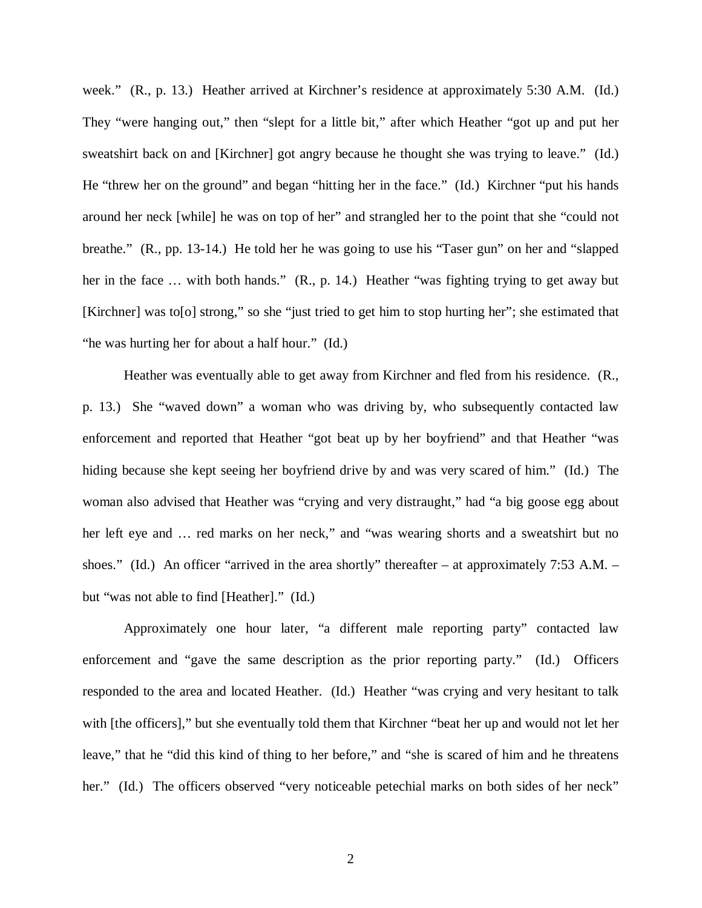week." (R., p. 13.) Heather arrived at Kirchner's residence at approximately 5:30 A.M. (Id.) They "were hanging out," then "slept for a little bit," after which Heather "got up and put her sweatshirt back on and [Kirchner] got angry because he thought she was trying to leave." (Id.) He "threw her on the ground" and began "hitting her in the face." (Id.) Kirchner "put his hands around her neck [while] he was on top of her" and strangled her to the point that she "could not breathe." (R., pp. 13-14.) He told her he was going to use his "Taser gun" on her and "slapped her in the face … with both hands." (R., p. 14.) Heather "was fighting trying to get away but [Kirchner] was to[o] strong," so she "just tried to get him to stop hurting her"; she estimated that "he was hurting her for about a half hour." (Id.)

Heather was eventually able to get away from Kirchner and fled from his residence. (R., p. 13.) She "waved down" a woman who was driving by, who subsequently contacted law enforcement and reported that Heather "got beat up by her boyfriend" and that Heather "was hiding because she kept seeing her boyfriend drive by and was very scared of him." (Id.) The woman also advised that Heather was "crying and very distraught," had "a big goose egg about her left eye and … red marks on her neck," and "was wearing shorts and a sweatshirt but no shoes." (Id.) An officer "arrived in the area shortly" thereafter – at approximately 7:53 A.M. – but "was not able to find [Heather]." (Id.)

Approximately one hour later, "a different male reporting party" contacted law enforcement and "gave the same description as the prior reporting party." (Id.) Officers responded to the area and located Heather. (Id.) Heather "was crying and very hesitant to talk with [the officers]," but she eventually told them that Kirchner "beat her up and would not let her leave," that he "did this kind of thing to her before," and "she is scared of him and he threatens her." (Id.) The officers observed "very noticeable petechial marks on both sides of her neck"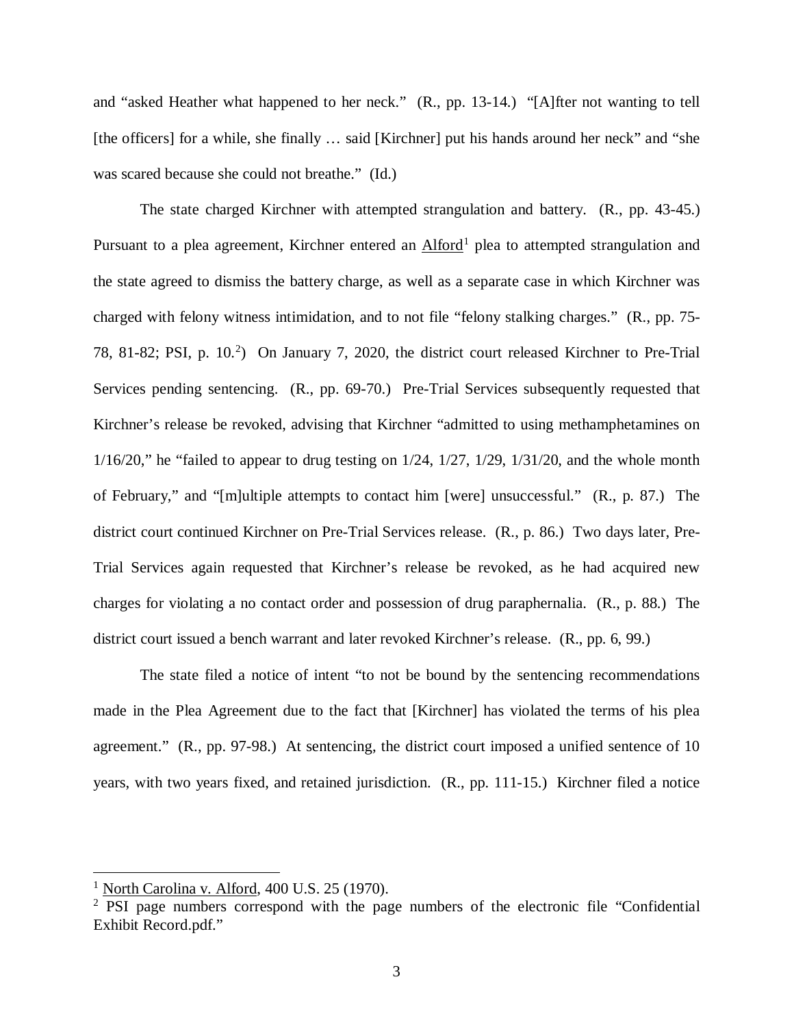and "asked Heather what happened to her neck." (R., pp. 13-14.) "[A]fter not wanting to tell [the officers] for a while, she finally … said [Kirchner] put his hands around her neck" and "she was scared because she could not breathe." (Id.)

The state charged Kirchner with attempted strangulation and battery. (R., pp. 43-45.) Pursuant to a plea agreement, Kirchner entered an Alford[1] plea to attempted strangulation and the state agreed to dismiss the battery charge, as well as a separate case in which Kirchner was charged with felony witness intimidation, and to not file "felony stalking charges." (R., pp. 75-78, 81-82; PSI, p. 10.[2]) On January 7, 2020, the district court released Kirchner to Pre-Trial Services pending sentencing. (R., pp. 69-70.) Pre-Trial Services subsequently requested that Kirchner's release be revoked, advising that Kirchner "admitted to using methamphetamines on 1/16/20," he "failed to appear to drug testing on 1/24, 1/27, 1/29, 1/31/20, and the whole month of February," and "[m]ultiple attempts to contact him [were] unsuccessful." (R., p. 87.) The district court continued Kirchner on Pre-Trial Services release. (R., p. 86.) Two days later, Pre-Trial Services again requested that Kirchner's release be revoked, as he had acquired new charges for violating a no contact order and possession of drug paraphernalia. (R., p. 88.) The district court issued a bench warrant and later revoked Kirchner's release. (R., pp. 6, 99.)

The state filed a notice of intent "to not be bound by the sentencing recommendations made in the Plea Agreement due to the fact that [Kirchner] has violated the terms of his plea agreement." (R., pp. 97-98.) At sentencing, the district court imposed a unified sentence of 10 years, with two years fixed, and retained jurisdiction. (R., pp. 111-15.) Kirchner filed a notice

---

[1] North Carolina v. Alford, 400 U.S. 25 (1970).

[2] PSI page numbers correspond with the page numbers of the electronic file "Confidential Exhibit Record.pdf."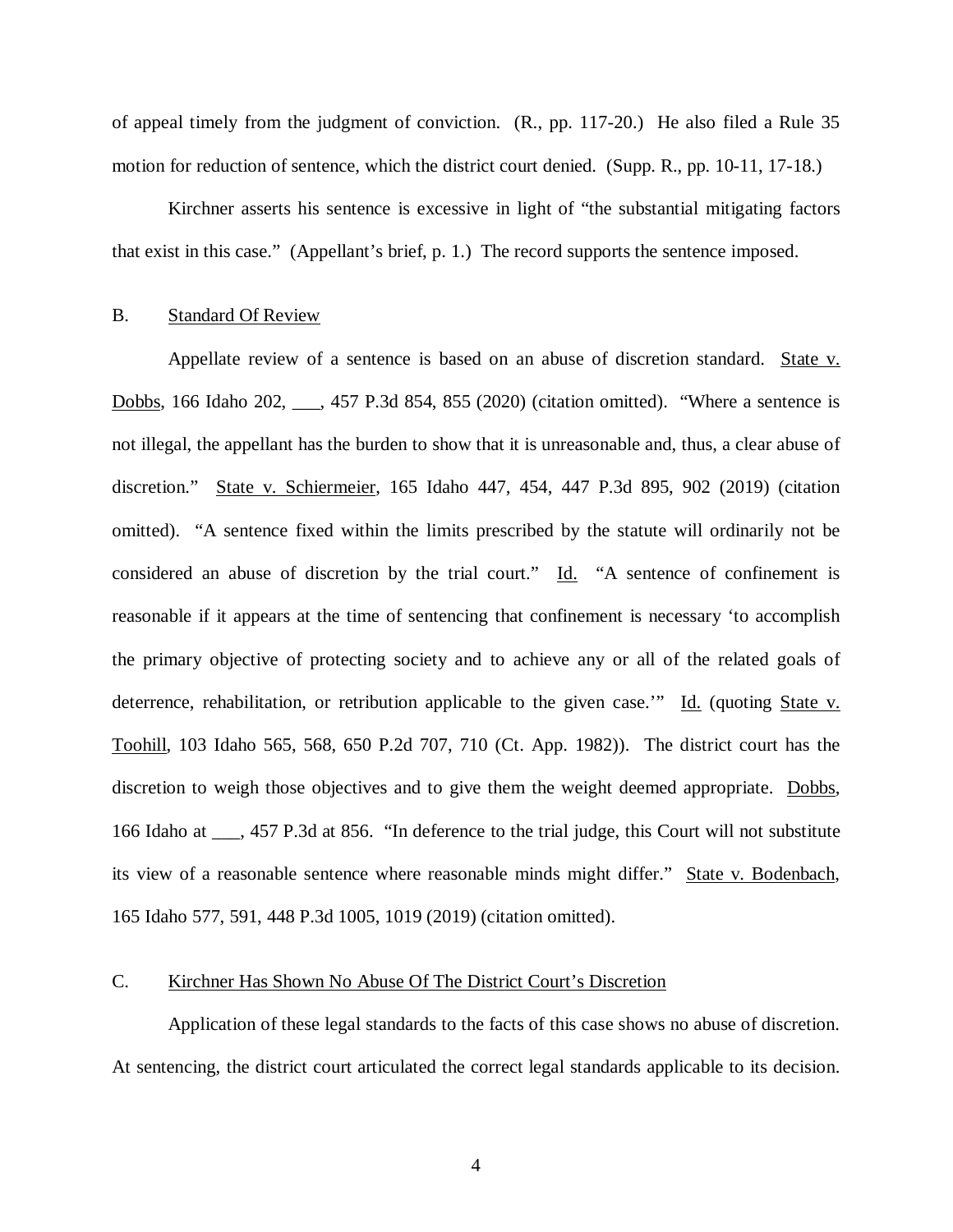of appeal timely from the judgment of conviction. (R., pp. 117-20.) He also filed a Rule 35 motion for reduction of sentence, which the district court denied. (Supp. R., pp. 10-11, 17-18.)

Kirchner asserts his sentence is excessive in light of "the substantial mitigating factors that exist in this case." (Appellant's brief, p. 1.) The record supports the sentence imposed.

### B. Standard Of Review

Appellate review of a sentence is based on an abuse of discretion standard. State v. Dobbs, 166 Idaho 202, ___, 457 P.3d 854, 855 (2020) (citation omitted). "Where a sentence is not illegal, the appellant has the burden to show that it is unreasonable and, thus, a clear abuse of discretion." State v. Schiermeier, 165 Idaho 447, 454, 447 P.3d 895, 902 (2019) (citation omitted). "A sentence fixed within the limits prescribed by the statute will ordinarily not be considered an abuse of discretion by the trial court." Id. "A sentence of confinement is reasonable if it appears at the time of sentencing that confinement is necessary 'to accomplish the primary objective of protecting society and to achieve any or all of the related goals of deterrence, rehabilitation, or retribution applicable to the given case.'" Id. (quoting State v. Toohill, 103 Idaho 565, 568, 650 P.2d 707, 710 (Ct. App. 1982)). The district court has the discretion to weigh those objectives and to give them the weight deemed appropriate. Dobbs, 166 Idaho at ___, 457 P.3d at 856. "In deference to the trial judge, this Court will not substitute its view of a reasonable sentence where reasonable minds might differ." State v. Bodenbach, 165 Idaho 577, 591, 448 P.3d 1005, 1019 (2019) (citation omitted).

### C. Kirchner Has Shown No Abuse Of The District Court's Discretion

Application of these legal standards to the facts of this case shows no abuse of discretion. At sentencing, the district court articulated the correct legal standards applicable to its decision.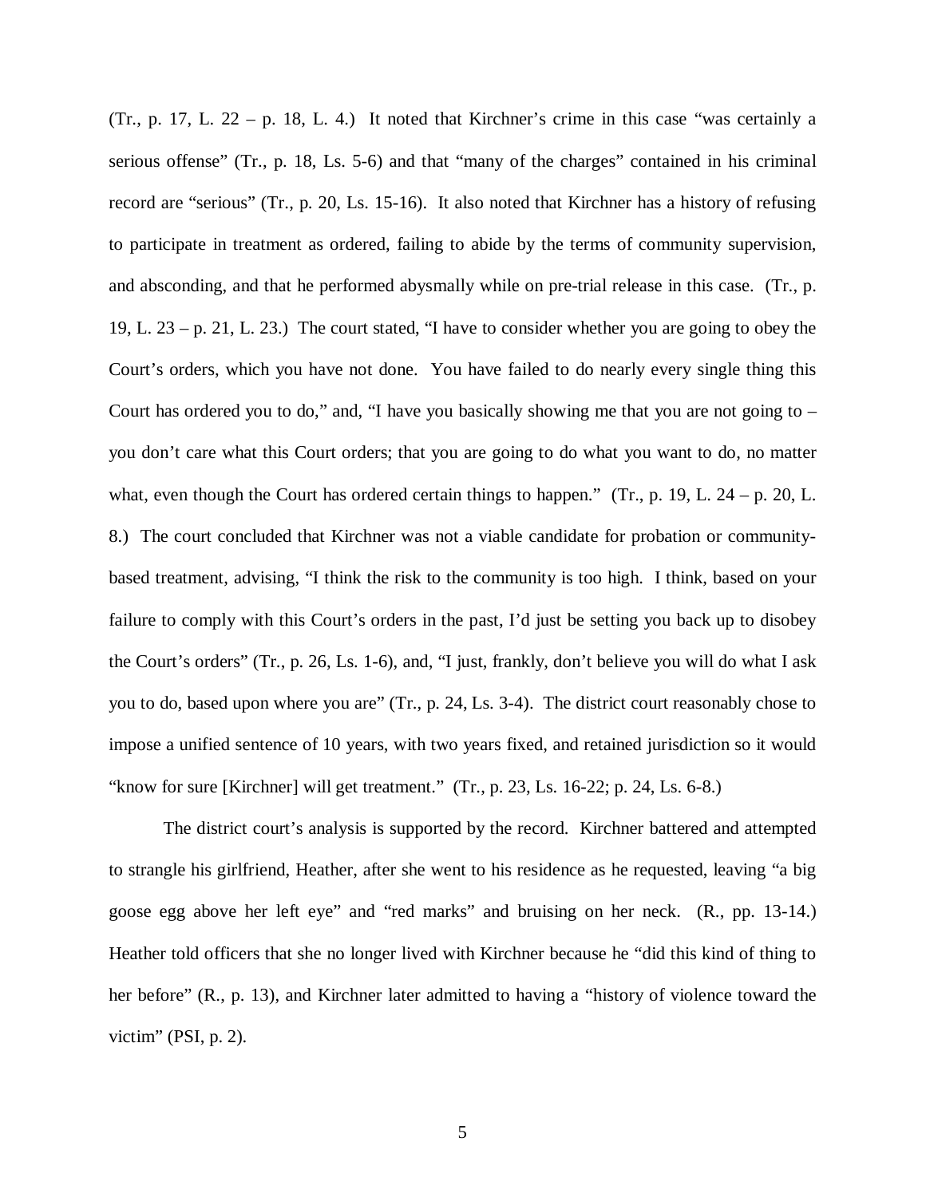(Tr., p. 17, L. 22 – p. 18, L. 4.) It noted that Kirchner's crime in this case "was certainly a serious offense" (Tr., p. 18, Ls. 5-6) and that "many of the charges" contained in his criminal record are "serious" (Tr., p. 20, Ls. 15-16). It also noted that Kirchner has a history of refusing to participate in treatment as ordered, failing to abide by the terms of community supervision, and absconding, and that he performed abysmally while on pre-trial release in this case. (Tr., p. 19, L. 23 – p. 21, L. 23.) The court stated, "I have to consider whether you are going to obey the Court's orders, which you have not done. You have failed to do nearly every single thing this Court has ordered you to do," and, "I have you basically showing me that you are not going to – you don't care what this Court orders; that you are going to do what you want to do, no matter what, even though the Court has ordered certain things to happen." (Tr., p. 19, L. 24 – p. 20, L. 8.) The court concluded that Kirchner was not a viable candidate for probation or community-based treatment, advising, "I think the risk to the community is too high. I think, based on your failure to comply with this Court's orders in the past, I'd just be setting you back up to disobey the Court's orders" (Tr., p. 26, Ls. 1-6), and, "I just, frankly, don't believe you will do what I ask you to do, based upon where you are" (Tr., p. 24, Ls. 3-4). The district court reasonably chose to impose a unified sentence of 10 years, with two years fixed, and retained jurisdiction so it would "know for sure [Kirchner] will get treatment." (Tr., p. 23, Ls. 16-22; p. 24, Ls. 6-8.)

The district court's analysis is supported by the record. Kirchner battered and attempted to strangle his girlfriend, Heather, after she went to his residence as he requested, leaving "a big goose egg above her left eye" and "red marks" and bruising on her neck. (R., pp. 13-14.) Heather told officers that she no longer lived with Kirchner because he "did this kind of thing to her before" (R., p. 13), and Kirchner later admitted to having a "history of violence toward the victim" (PSI, p. 2).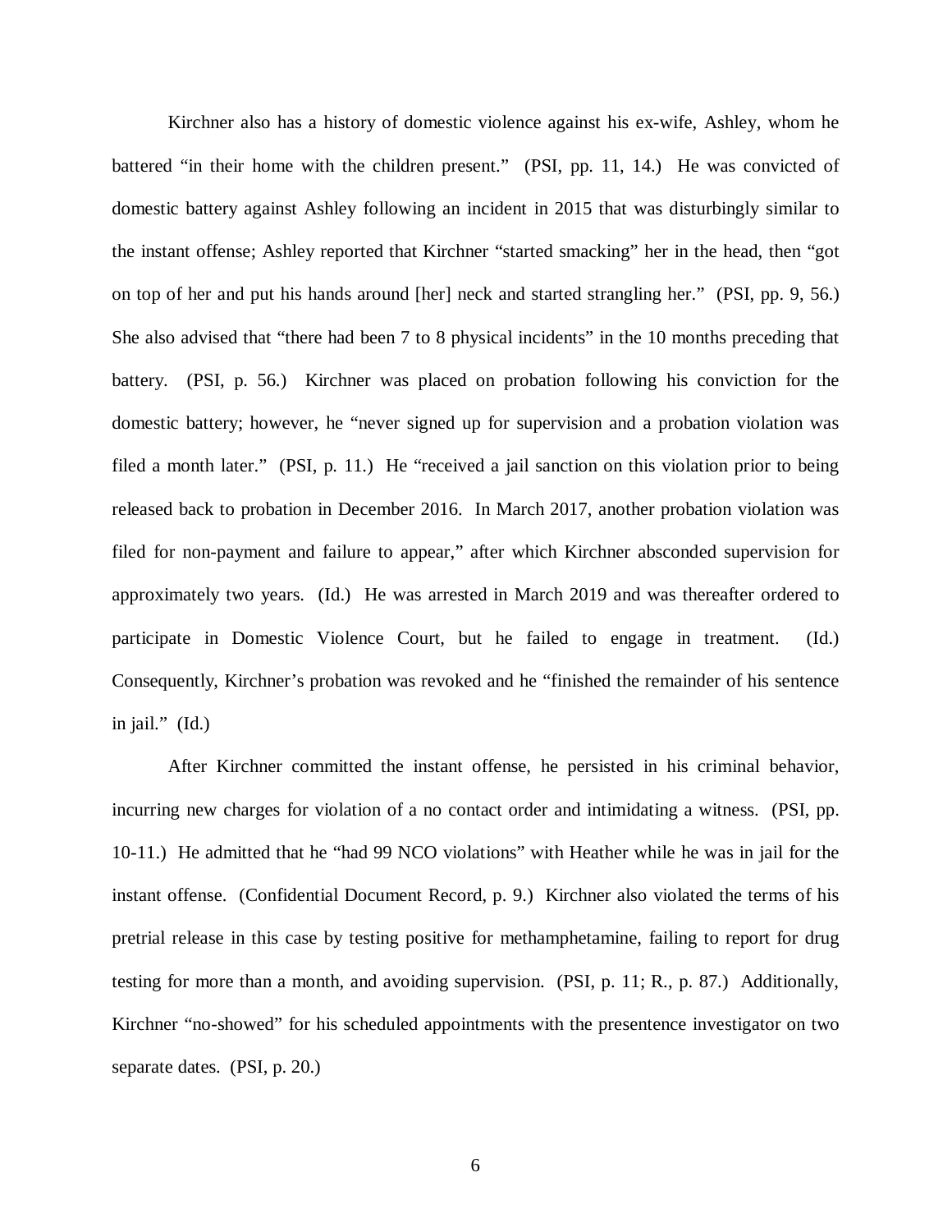Kirchner also has a history of domestic violence against his ex-wife, Ashley, whom he battered "in their home with the children present." (PSI, pp. 11, 14.) He was convicted of domestic battery against Ashley following an incident in 2015 that was disturbingly similar to the instant offense; Ashley reported that Kirchner "started smacking" her in the head, then "got on top of her and put his hands around [her] neck and started strangling her." (PSI, pp. 9, 56.) She also advised that "there had been 7 to 8 physical incidents" in the 10 months preceding that battery. (PSI, p. 56.) Kirchner was placed on probation following his conviction for the domestic battery; however, he "never signed up for supervision and a probation violation was filed a month later." (PSI, p. 11.) He "received a jail sanction on this violation prior to being released back to probation in December 2016. In March 2017, another probation violation was filed for non-payment and failure to appear," after which Kirchner absconded supervision for approximately two years. (Id.) He was arrested in March 2019 and was thereafter ordered to participate in Domestic Violence Court, but he failed to engage in treatment. (Id.) Consequently, Kirchner's probation was revoked and he "finished the remainder of his sentence in jail." (Id.)

After Kirchner committed the instant offense, he persisted in his criminal behavior, incurring new charges for violation of a no contact order and intimidating a witness. (PSI, pp. 10-11.) He admitted that he "had 99 NCO violations" with Heather while he was in jail for the instant offense. (Confidential Document Record, p. 9.) Kirchner also violated the terms of his pretrial release in this case by testing positive for methamphetamine, failing to report for drug testing for more than a month, and avoiding supervision. (PSI, p. 11; R., p. 87.) Additionally, Kirchner "no-showed" for his scheduled appointments with the presentence investigator on two separate dates. (PSI, p. 20.)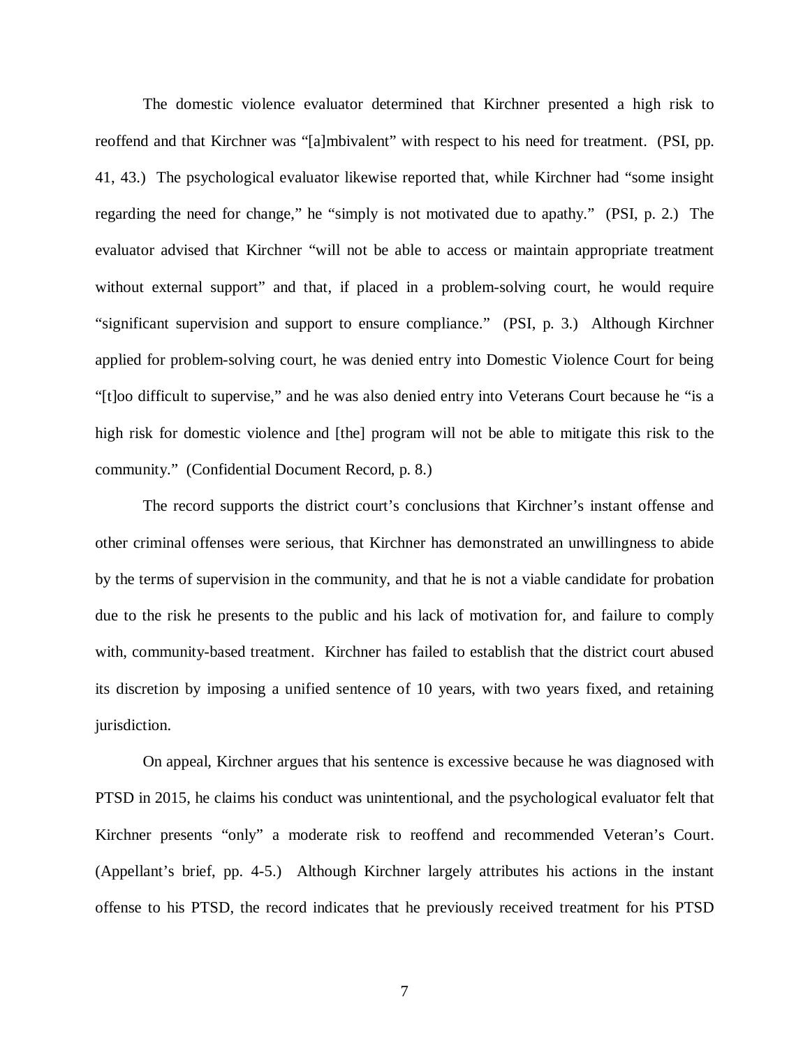The domestic violence evaluator determined that Kirchner presented a high risk to reoffend and that Kirchner was "[a]mbivalent" with respect to his need for treatment. (PSI, pp. 41, 43.) The psychological evaluator likewise reported that, while Kirchner had "some insight regarding the need for change," he "simply is not motivated due to apathy." (PSI, p. 2.) The evaluator advised that Kirchner "will not be able to access or maintain appropriate treatment without external support" and that, if placed in a problem-solving court, he would require "significant supervision and support to ensure compliance." (PSI, p. 3.) Although Kirchner applied for problem-solving court, he was denied entry into Domestic Violence Court for being "[t]oo difficult to supervise," and he was also denied entry into Veterans Court because he "is a high risk for domestic violence and [the] program will not be able to mitigate this risk to the community." (Confidential Document Record, p. 8.)

The record supports the district court's conclusions that Kirchner's instant offense and other criminal offenses were serious, that Kirchner has demonstrated an unwillingness to abide by the terms of supervision in the community, and that he is not a viable candidate for probation due to the risk he presents to the public and his lack of motivation for, and failure to comply with, community-based treatment. Kirchner has failed to establish that the district court abused its discretion by imposing a unified sentence of 10 years, with two years fixed, and retaining jurisdiction.

On appeal, Kirchner argues that his sentence is excessive because he was diagnosed with PTSD in 2015, he claims his conduct was unintentional, and the psychological evaluator felt that Kirchner presents "only" a moderate risk to reoffend and recommended Veteran's Court. (Appellant's brief, pp. 4-5.) Although Kirchner largely attributes his actions in the instant offense to his PTSD, the record indicates that he previously received treatment for his PTSD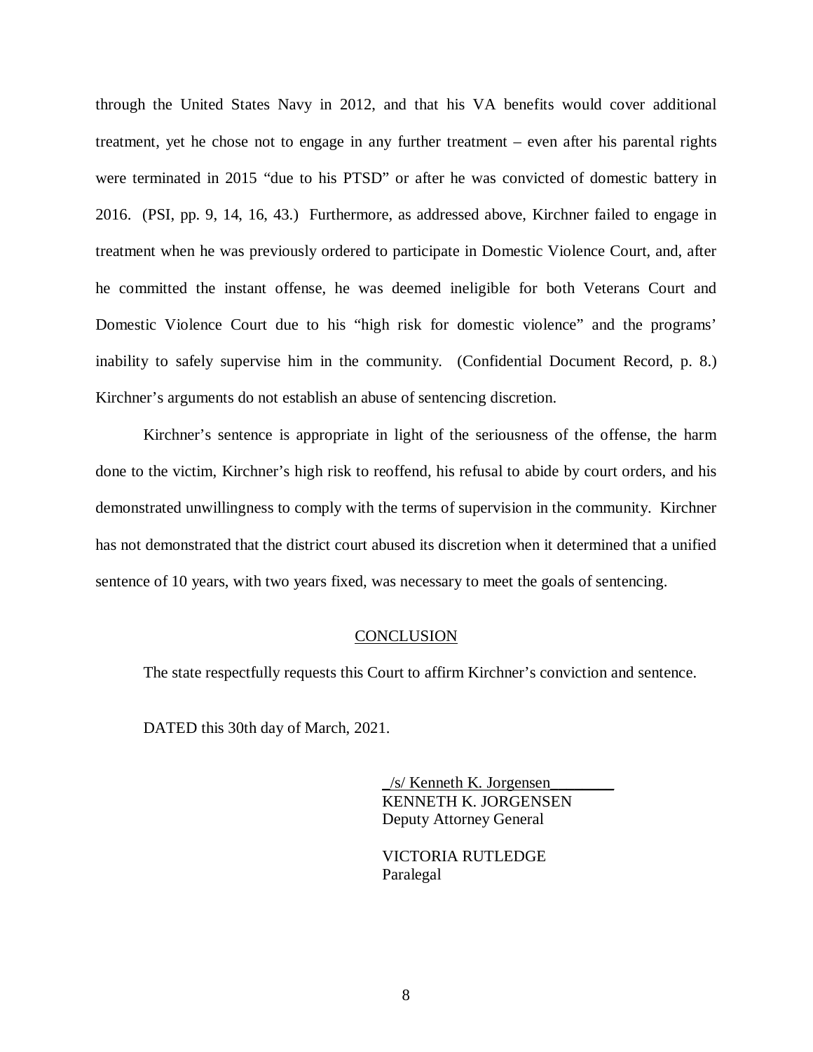through the United States Navy in 2012, and that his VA benefits would cover additional treatment, yet he chose not to engage in any further treatment – even after his parental rights were terminated in 2015 "due to his PTSD" or after he was convicted of domestic battery in 2016. (PSI, pp. 9, 14, 16, 43.) Furthermore, as addressed above, Kirchner failed to engage in treatment when he was previously ordered to participate in Domestic Violence Court, and, after he committed the instant offense, he was deemed ineligible for both Veterans Court and Domestic Violence Court due to his "high risk for domestic violence" and the programs' inability to safely supervise him in the community. (Confidential Document Record, p. 8.) Kirchner's arguments do not establish an abuse of sentencing discretion.

Kirchner's sentence is appropriate in light of the seriousness of the offense, the harm done to the victim, Kirchner's high risk to reoffend, his refusal to abide by court orders, and his demonstrated unwillingness to comply with the terms of supervision in the community. Kirchner has not demonstrated that the district court abused its discretion when it determined that a unified sentence of 10 years, with two years fixed, was necessary to meet the goals of sentencing.

## CONCLUSION

The state respectfully requests this Court to affirm Kirchner's conviction and sentence.

DATED this 30th day of March, 2021.

/s/ Kenneth K. Jorgensen
KENNETH K. JORGENSEN
Deputy Attorney General

VICTORIA RUTLEDGE
Paralegal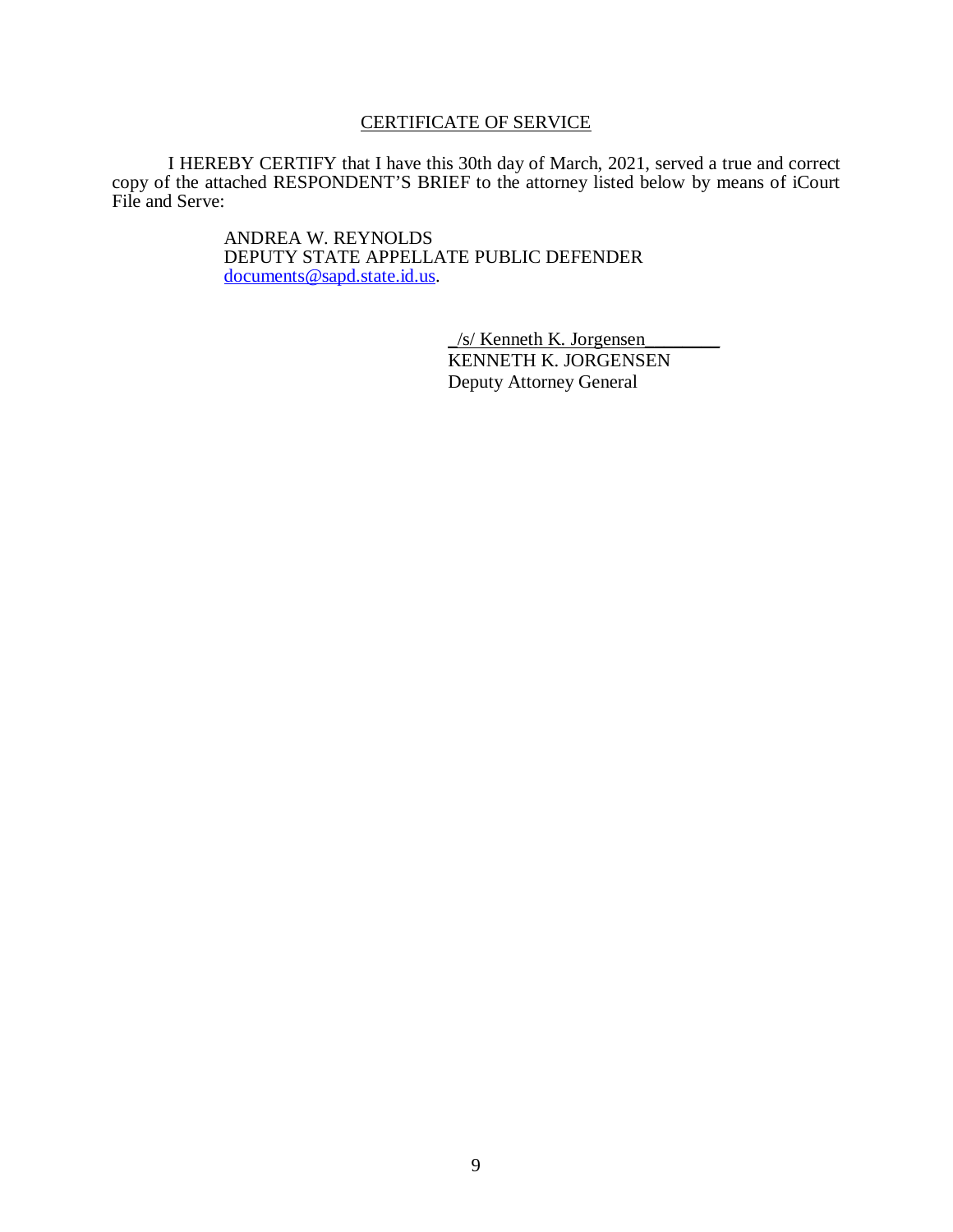## CERTIFICATE OF SERVICE

I HEREBY CERTIFY that I have this 30th day of March, 2021, served a true and correct copy of the attached RESPONDENT'S BRIEF to the attorney listed below by means of iCourt File and Serve:

ANDREA W. REYNOLDS
DEPUTY STATE APPELLATE PUBLIC DEFENDER
documents@sapd.state.id.us.

_/s/ Kenneth K. Jorgensen________
KENNETH K. JORGENSEN
Deputy Attorney General